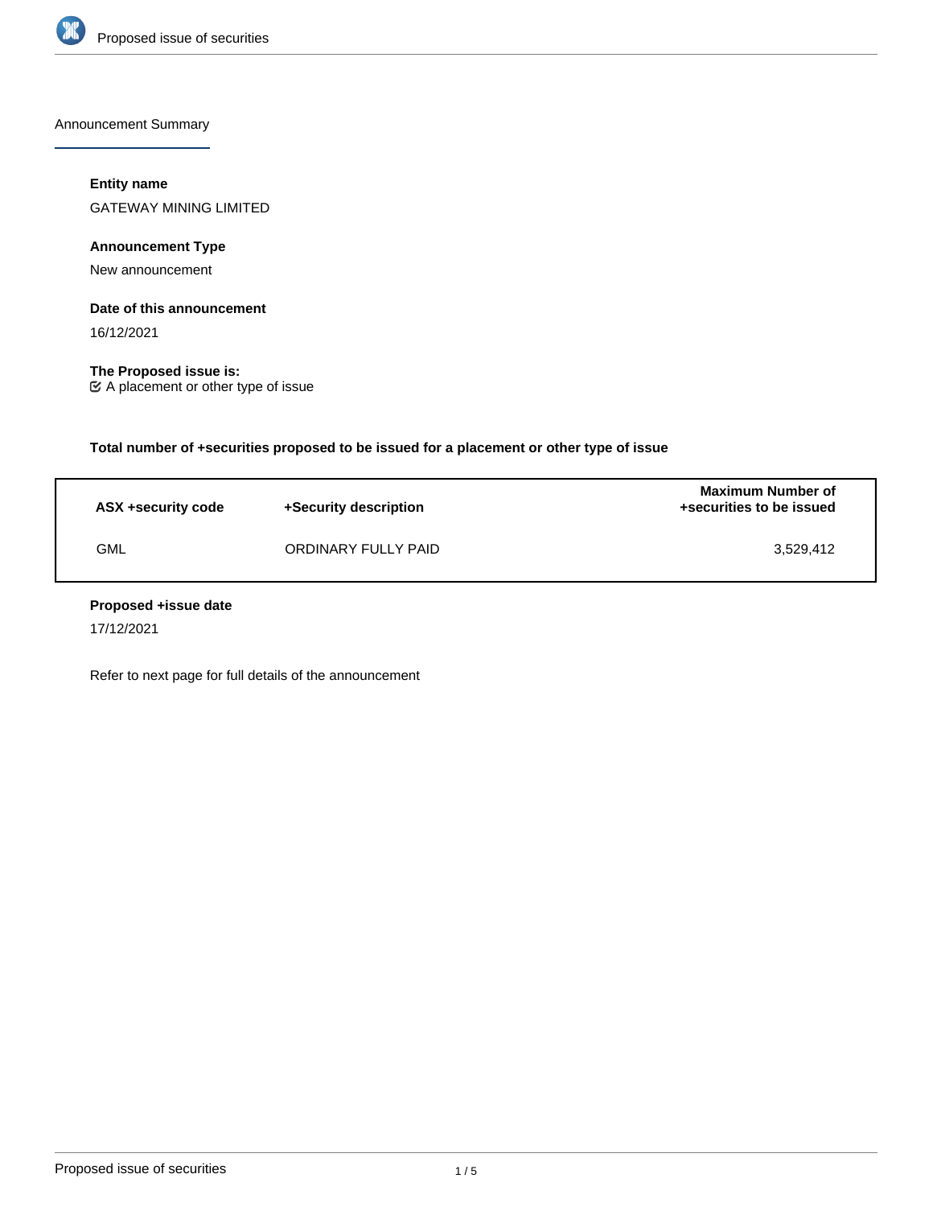## Announcement Summary

**Entity name**

GATEWAY MINING LIMITED

**Announcement Type**

New announcement

**Date of this announcement**

16/12/2021

**The Proposed issue is:**

☑ A placement or other type of issue

**Total number of +securities proposed to be issued for a placement or other type of issue**

| ASX +security code | +Security description | Maximum Number of +securities to be issued |
| --- | --- | --- |
| GML | ORDINARY FULLY PAID | 3,529,412 |

**Proposed +issue date**

17/12/2021

Refer to next page for full details of the announcement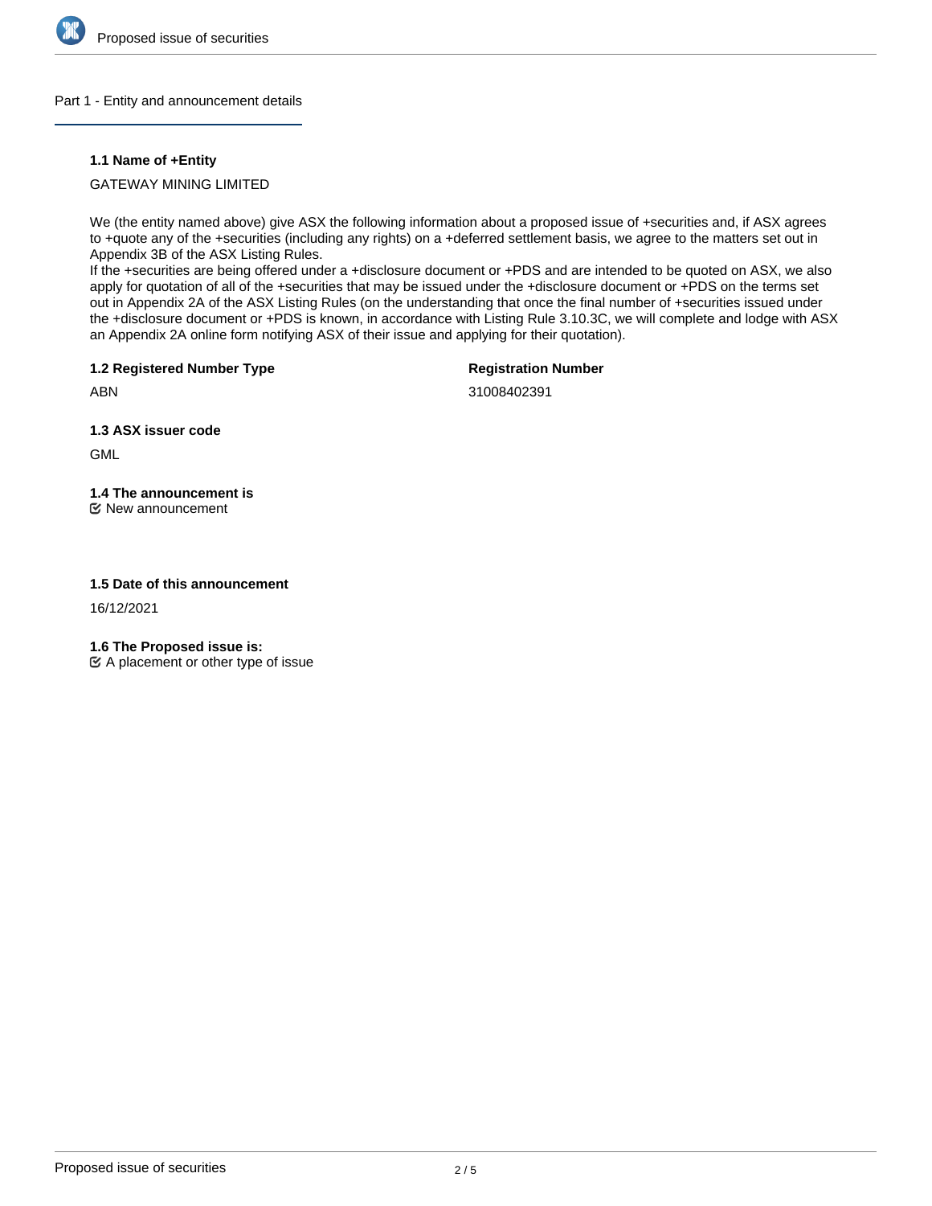## Part 1 - Entity and announcement details

### 1.1 Name of +Entity

GATEWAY MINING LIMITED

We (the entity named above) give ASX the following information about a proposed issue of +securities and, if ASX agrees to +quote any of the +securities (including any rights) on a +deferred settlement basis, we agree to the matters set out in Appendix 3B of the ASX Listing Rules.
If the +securities are being offered under a +disclosure document or +PDS and are intended to be quoted on ASX, we also apply for quotation of all of the +securities that may be issued under the +disclosure document or +PDS on the terms set out in Appendix 2A of the ASX Listing Rules (on the understanding that once the final number of +securities issued under the +disclosure document or +PDS is known, in accordance with Listing Rule 3.10.3C, we will complete and lodge with ASX an Appendix 2A online form notifying ASX of their issue and applying for their quotation).

### 1.2 Registered Number Type

ABN

**Registration Number**

31008402391

### 1.3 ASX issuer code

GML

### 1.4 The announcement is

☑ New announcement

### 1.5 Date of this announcement

16/12/2021

### 1.6 The Proposed issue is:

☑ A placement or other type of issue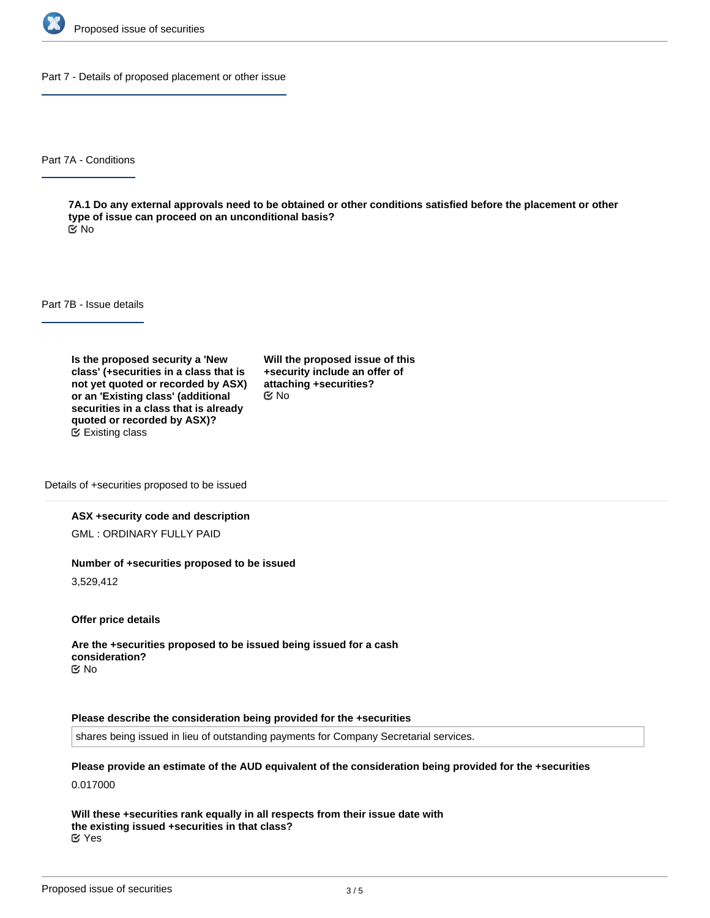## Part 7 - Details of proposed placement or other issue

### Part 7A - Conditions

**7A.1 Do any external approvals need to be obtained or other conditions satisfied before the placement or other type of issue can proceed on an unconditional basis?**

No

### Part 7B - Issue details

**Is the proposed security a 'New class' (+securities in a class that is not yet quoted or recorded by ASX) or an 'Existing class' (additional securities in a class that is already quoted or recorded by ASX)?**

Existing class

**Will the proposed issue of this +security include an offer of attaching +securities?**

No

#### Details of +securities proposed to be issued

**ASX +security code and description**

GML : ORDINARY FULLY PAID

**Number of +securities proposed to be issued**

3,529,412

**Offer price details**

**Are the +securities proposed to be issued being issued for a cash consideration?**

No

**Please describe the consideration being provided for the +securities**

shares being issued in lieu of outstanding payments for Company Secretarial services.

**Please provide an estimate of the AUD equivalent of the consideration being provided for the +securities**

0.017000

**Will these +securities rank equally in all respects from their issue date with the existing issued +securities in that class?**

Yes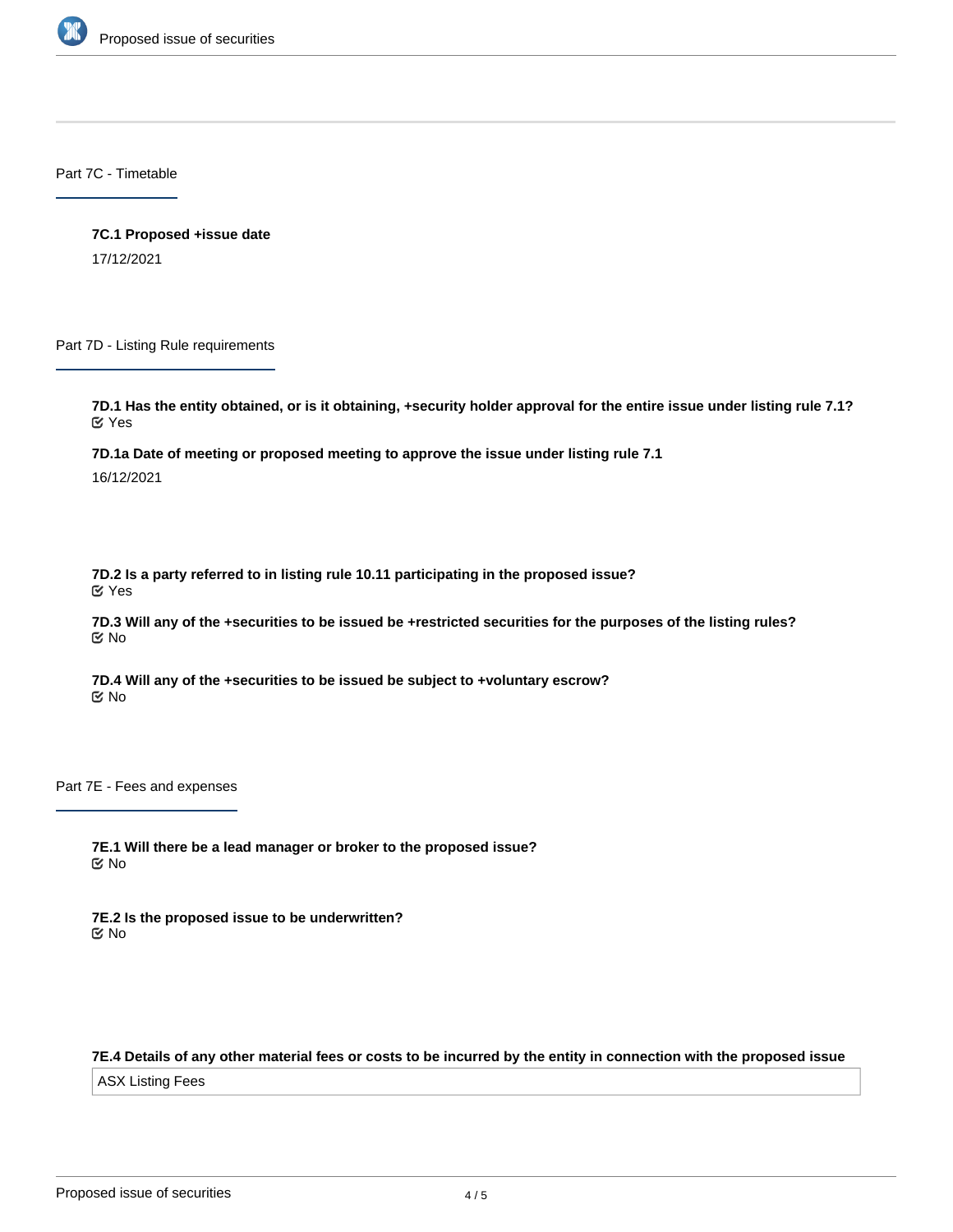## Part 7C - Timetable

**7C.1 Proposed +issue date**

17/12/2021

## Part 7D - Listing Rule requirements

**7D.1 Has the entity obtained, or is it obtaining, +security holder approval for the entire issue under listing rule 7.1?**

Yes

**7D.1a Date of meeting or proposed meeting to approve the issue under listing rule 7.1**

16/12/2021

**7D.2 Is a party referred to in listing rule 10.11 participating in the proposed issue?**

Yes

**7D.3 Will any of the +securities to be issued be +restricted securities for the purposes of the listing rules?**

No

**7D.4 Will any of the +securities to be issued be subject to +voluntary escrow?**

No

## Part 7E - Fees and expenses

**7E.1 Will there be a lead manager or broker to the proposed issue?**

No

**7E.2 Is the proposed issue to be underwritten?**

No

**7E.4 Details of any other material fees or costs to be incurred by the entity in connection with the proposed issue**

ASX Listing Fees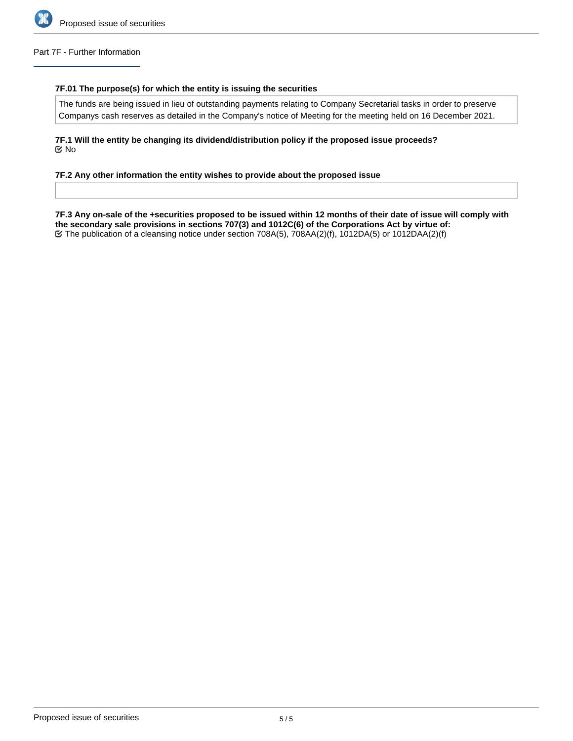## Part 7F - Further Information

**7F.01 The purpose(s) for which the entity is issuing the securities**

The funds are being issued in lieu of outstanding payments relating to Company Secretarial tasks in order to preserve Companys cash reserves as detailed in the Company's notice of Meeting for the meeting held on 16 December 2021.

**7F.1 Will the entity be changing its dividend/distribution policy if the proposed issue proceeds?**

☑ No

**7F.2 Any other information the entity wishes to provide about the proposed issue**

**7F.3 Any on-sale of the +securities proposed to be issued within 12 months of their date of issue will comply with the secondary sale provisions in sections 707(3) and 1012C(6) of the Corporations Act by virtue of:**

☑ The publication of a cleansing notice under section 708A(5), 708AA(2)(f), 1012DA(5) or 1012DAA(2)(f)